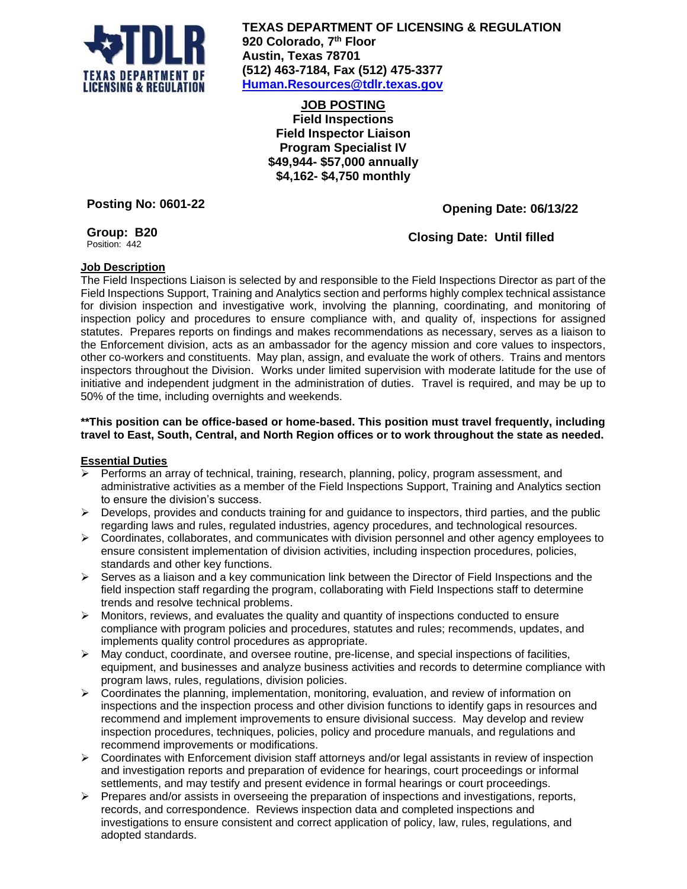**TEXAS DEPARTMENT OF LICENSING & REGULATION**
**920 Colorado, 7th Floor**
**Austin, Texas 78701**
**(512) 463-7184, Fax (512) 475-3377**
**Human.Resources@tdlr.texas.gov**

# JOB POSTING
## Field Inspections
## Field Inspector Liaison
## Program Specialist IV
**$49,944- $57,000 annually**
**$4,162- $4,750 monthly**

**Posting No: 0601-22**

**Opening Date: 06/13/22**

**Group: B20**
Position: 442

**Closing Date: Until filled**

**Job Description**

The Field Inspections Liaison is selected by and responsible to the Field Inspections Director as part of the Field Inspections Support, Training and Analytics section and performs highly complex technical assistance for division inspection and investigative work, involving the planning, coordinating, and monitoring of inspection policy and procedures to ensure compliance with, and quality of, inspections for assigned statutes. Prepares reports on findings and makes recommendations as necessary, serves as a liaison to the Enforcement division, acts as an ambassador for the agency mission and core values to inspectors, other co-workers and constituents. May plan, assign, and evaluate the work of others. Trains and mentors inspectors throughout the Division. Works under limited supervision with moderate latitude for the use of initiative and independent judgment in the administration of duties. Travel is required, and may be up to 50% of the time, including overnights and weekends.

**This position can be office-based or home-based. This position must travel frequently, including travel to East, South, Central, and North Region offices or to work throughout the state as needed.**

**Essential Duties**

- Performs an array of technical, training, research, planning, policy, program assessment, and administrative activities as a member of the Field Inspections Support, Training and Analytics section to ensure the division's success.
- Develops, provides and conducts training for and guidance to inspectors, third parties, and the public regarding laws and rules, regulated industries, agency procedures, and technological resources.
- Coordinates, collaborates, and communicates with division personnel and other agency employees to ensure consistent implementation of division activities, including inspection procedures, policies, standards and other key functions.
- Serves as a liaison and a key communication link between the Director of Field Inspections and the field inspection staff regarding the program, collaborating with Field Inspections staff to determine trends and resolve technical problems.
- Monitors, reviews, and evaluates the quality and quantity of inspections conducted to ensure compliance with program policies and procedures, statutes and rules; recommends, updates, and implements quality control procedures as appropriate.
- May conduct, coordinate, and oversee routine, pre-license, and special inspections of facilities, equipment, and businesses and analyze business activities and records to determine compliance with program laws, rules, regulations, division policies.
- Coordinates the planning, implementation, monitoring, evaluation, and review of information on inspections and the inspection process and other division functions to identify gaps in resources and recommend and implement improvements to ensure divisional success. May develop and review inspection procedures, techniques, policies, policy and procedure manuals, and regulations and recommend improvements or modifications.
- Coordinates with Enforcement division staff attorneys and/or legal assistants in review of inspection and investigation reports and preparation of evidence for hearings, court proceedings or informal settlements, and may testify and present evidence in formal hearings or court proceedings.
- Prepares and/or assists in overseeing the preparation of inspections and investigations, reports, records, and correspondence. Reviews inspection data and completed inspections and investigations to ensure consistent and correct application of policy, law, rules, regulations, and adopted standards.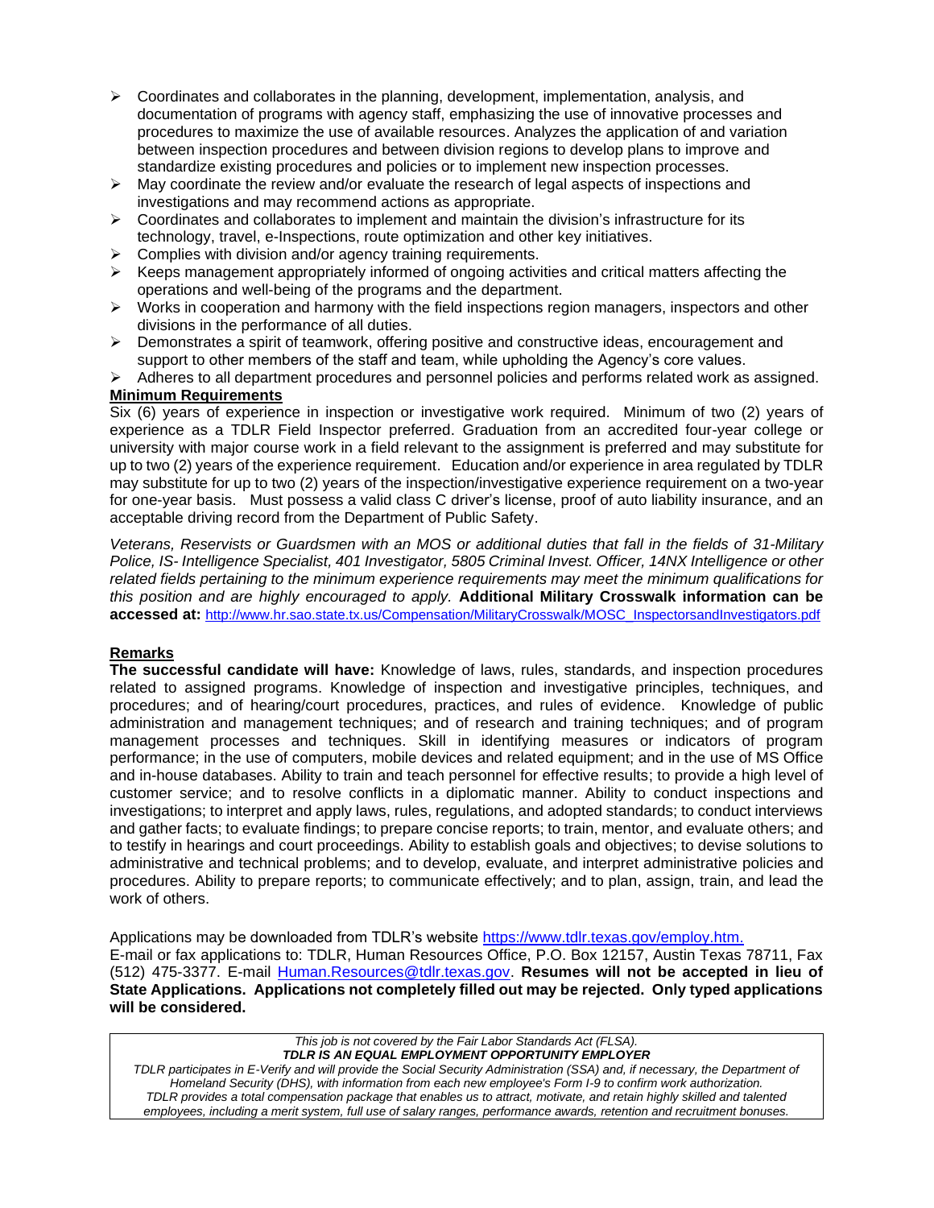- Coordinates and collaborates in the planning, development, implementation, analysis, and documentation of programs with agency staff, emphasizing the use of innovative processes and procedures to maximize the use of available resources. Analyzes the application of and variation between inspection procedures and between division regions to develop plans to improve and standardize existing procedures and policies or to implement new inspection processes.
- May coordinate the review and/or evaluate the research of legal aspects of inspections and investigations and may recommend actions as appropriate.
- Coordinates and collaborates to implement and maintain the division's infrastructure for its technology, travel, e-Inspections, route optimization and other key initiatives.
- Complies with division and/or agency training requirements.
- Keeps management appropriately informed of ongoing activities and critical matters affecting the operations and well-being of the programs and the department.
- Works in cooperation and harmony with the field inspections region managers, inspectors and other divisions in the performance of all duties.
- Demonstrates a spirit of teamwork, offering positive and constructive ideas, encouragement and support to other members of the staff and team, while upholding the Agency's core values.
- Adheres to all department procedures and personnel policies and performs related work as assigned.

**Minimum Requirements**

Six (6) years of experience in inspection or investigative work required. Minimum of two (2) years of experience as a TDLR Field Inspector preferred. Graduation from an accredited four-year college or university with major course work in a field relevant to the assignment is preferred and may substitute for up to two (2) years of the experience requirement. Education and/or experience in area regulated by TDLR may substitute for up to two (2) years of the inspection/investigative experience requirement on a two-year for one-year basis. Must possess a valid class C driver's license, proof of auto liability insurance, and an acceptable driving record from the Department of Public Safety.

*Veterans, Reservists or Guardsmen with an MOS or additional duties that fall in the fields of 31-Military Police, IS- Intelligence Specialist, 401 Investigator, 5805 Criminal Invest. Officer, 14NX Intelligence or other related fields pertaining to the minimum experience requirements may meet the minimum qualifications for this position and are highly encouraged to apply.* **Additional Military Crosswalk information can be accessed at:** http://www.hr.sao.state.tx.us/Compensation/MilitaryCrosswalk/MOSC_InspectorsandInvestigators.pdf

**Remarks**

**The successful candidate will have:** Knowledge of laws, rules, standards, and inspection procedures related to assigned programs. Knowledge of inspection and investigative principles, techniques, and procedures; and of hearing/court procedures, practices, and rules of evidence. Knowledge of public administration and management techniques; and of research and training techniques; and of program management processes and techniques. Skill in identifying measures or indicators of program performance; in the use of computers, mobile devices and related equipment; and in the use of MS Office and in-house databases. Ability to train and teach personnel for effective results; to provide a high level of customer service; and to resolve conflicts in a diplomatic manner. Ability to conduct inspections and investigations; to interpret and apply laws, rules, regulations, and adopted standards; to conduct interviews and gather facts; to evaluate findings; to prepare concise reports; to train, mentor, and evaluate others; and to testify in hearings and court proceedings. Ability to establish goals and objectives; to devise solutions to administrative and technical problems; and to develop, evaluate, and interpret administrative policies and procedures. Ability to prepare reports; to communicate effectively; and to plan, assign, train, and lead the work of others.

Applications may be downloaded from TDLR's website https://www.tdlr.texas.gov/employ.htm.
E-mail or fax applications to: TDLR, Human Resources Office, P.O. Box 12157, Austin Texas 78711, Fax (512) 475-3377. E-mail Human.Resources@tdlr.texas.gov. **Resumes will not be accepted in lieu of State Applications. Applications not completely filled out may be rejected. Only typed applications will be considered.**

*This job is not covered by the Fair Labor Standards Act (FLSA).*
***TDLR IS AN EQUAL EMPLOYMENT OPPORTUNITY EMPLOYER***
*TDLR participates in E-Verify and will provide the Social Security Administration (SSA) and, if necessary, the Department of Homeland Security (DHS), with information from each new employee's Form I-9 to confirm work authorization.*
*TDLR provides a total compensation package that enables us to attract, motivate, and retain highly skilled and talented employees, including a merit system, full use of salary ranges, performance awards, retention and recruitment bonuses.*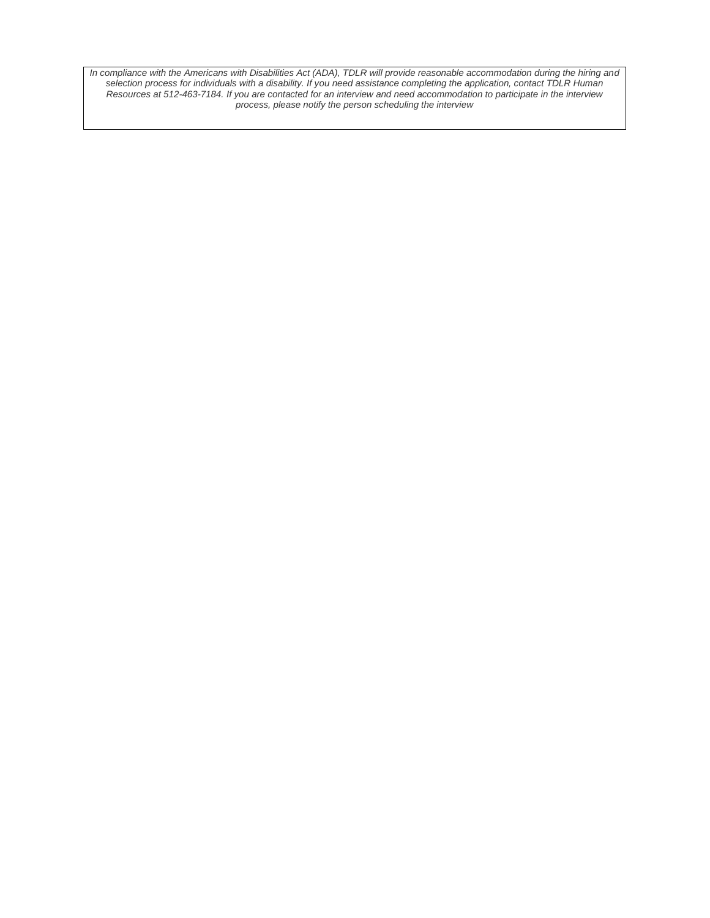*In compliance with the Americans with Disabilities Act (ADA), TDLR will provide reasonable accommodation during the hiring and selection process for individuals with a disability. If you need assistance completing the application, contact TDLR Human Resources at 512-463-7184. If you are contacted for an interview and need accommodation to participate in the interview process, please notify the person scheduling the interview*